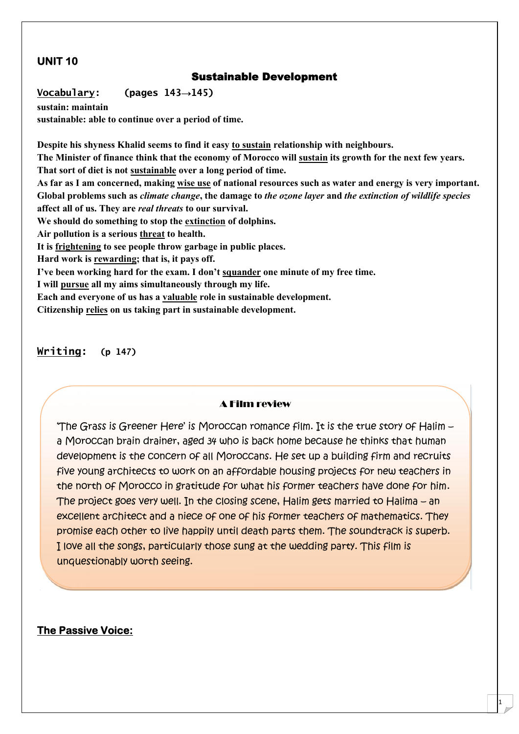## UNIT 10

# Sustainable Development

**Vocabulary:** **(pages 143→145)**

**sustain: maintain**
**sustainable: able to continue over a period of time.**

**Despite his shyness Khalid seems to find it easy <u>to sustain</u> relationship with neighbours.**
**The Minister of finance think that the economy of Morocco will <u>sustain</u> its growth for the next few years.**
**That sort of diet is not <u>sustainable</u> over a long period of time.**
**As far as I am concerned, making <u>wise use</u> of national resources such as water and energy is very important.**
**Global problems such as *climate change*, the damage to *the ozone layer* and *the extinction of wildlife species* affect all of us. They are *real threats* to our survival.**
**We should do something to stop the <u>extinction</u> of dolphins.**
**Air pollution is a serious <u>threat</u> to health.**
**It is <u>frightening</u> to see people throw garbage in public places.**
**Hard work is <u>rewarding</u>; that is, it pays off.**
**I've been working hard for the exam. I don't <u>squander</u> one minute of my free time.**
**I will <u>pursue</u> all my aims simultaneously through my life.**
**Each and everyone of us has a <u>valuable</u> role in sustainable development.**
**Citizenship <u>relies</u> on us taking part in sustainable development.**

**Writing:** **(p 147)**

### A Film review

'The Grass is Greener Here' is Moroccan romance film. It is the true story of Halim – a Moroccan brain drainer, aged 34 who is back home because he thinks that human development is the concern of all Moroccans. He set up a building firm and recruits five young architects to work on an affordable housing projects for new teachers in the north of Morocco in gratitude for what his former teachers have done for him. The project goes very well. In the closing scene, Halim gets married to Halima – an excellent architect and a niece of one of his former teachers of mathematics. They promise each other to live happily until death parts them. The soundtrack is superb. I love all the songs, particularly those sung at the wedding party. This film is unquestionably worth seeing.

## The Passive Voice: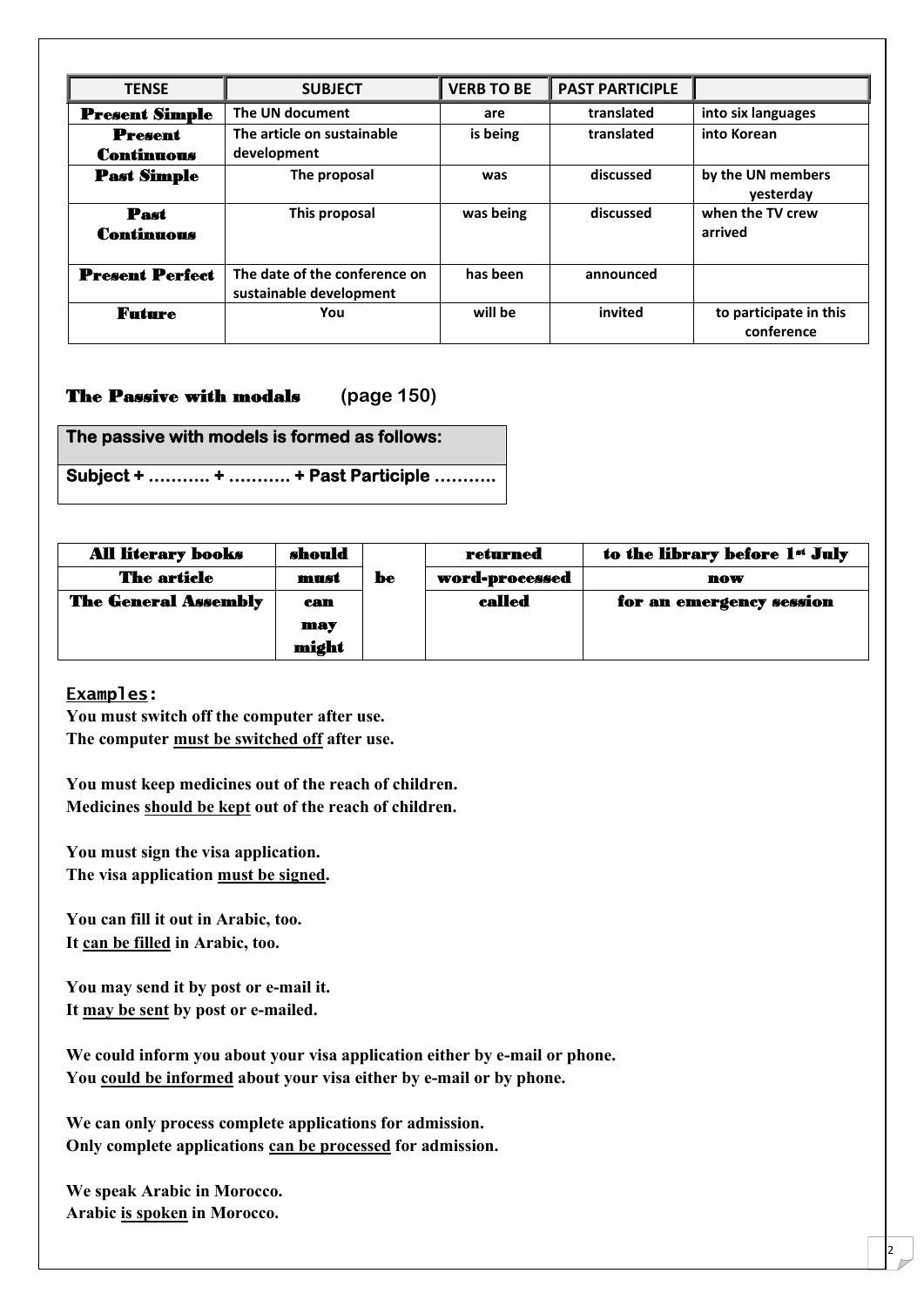| TENSE | SUBJECT | VERB TO BE | PAST PARTICIPLE | |
|---|---|---|---|---|
| **Present Simple** | The UN document | are | translated | into six languages |
| **Present Continuous** | The article on sustainable development | is being | translated | into Korean |
| **Past Simple** | The proposal | was | discussed | by the UN members yesterday |
| **Past Continuous** | This proposal | was being | discussed | when the TV crew arrived |
| **Present Perfect** | The date of the conference on sustainable development | has been | announced | |
| **Future** | You | will be | invited | to participate in this conference |

## The Passive with modals (page 150)

| The passive with models is formed as follows: |
|---|
| Subject + ……….. + ……….. + Past Participle ……….. |

| | | | | |
|---|---|---|---|---|
| **All literary books** | **should** | **be** | **returned** | **to the library before 1st July** |
| **The article** | **must** | | **word-processed** | **now** |
| **The General Assembly** | **can may might** | | **called** | **for an emergency session** |

**Examples:**

**You must switch off the computer after use.**
**The computer must be switched off after use.**

**You must keep medicines out of the reach of children.**
**Medicines should be kept out of the reach of children.**

**You must sign the visa application.**
**The visa application must be signed.**

**You can fill it out in Arabic, too.**
**It can be filled in Arabic, too.**

**You may send it by post or e-mail it.**
**It may be sent by post or e-mailed.**

**We could inform you about your visa application either by e-mail or phone.**
**You could be informed about your visa either by e-mail or by phone.**

**We can only process complete applications for admission.**
**Only complete applications can be processed for admission.**

**We speak Arabic in Morocco.**
**Arabic is spoken in Morocco.**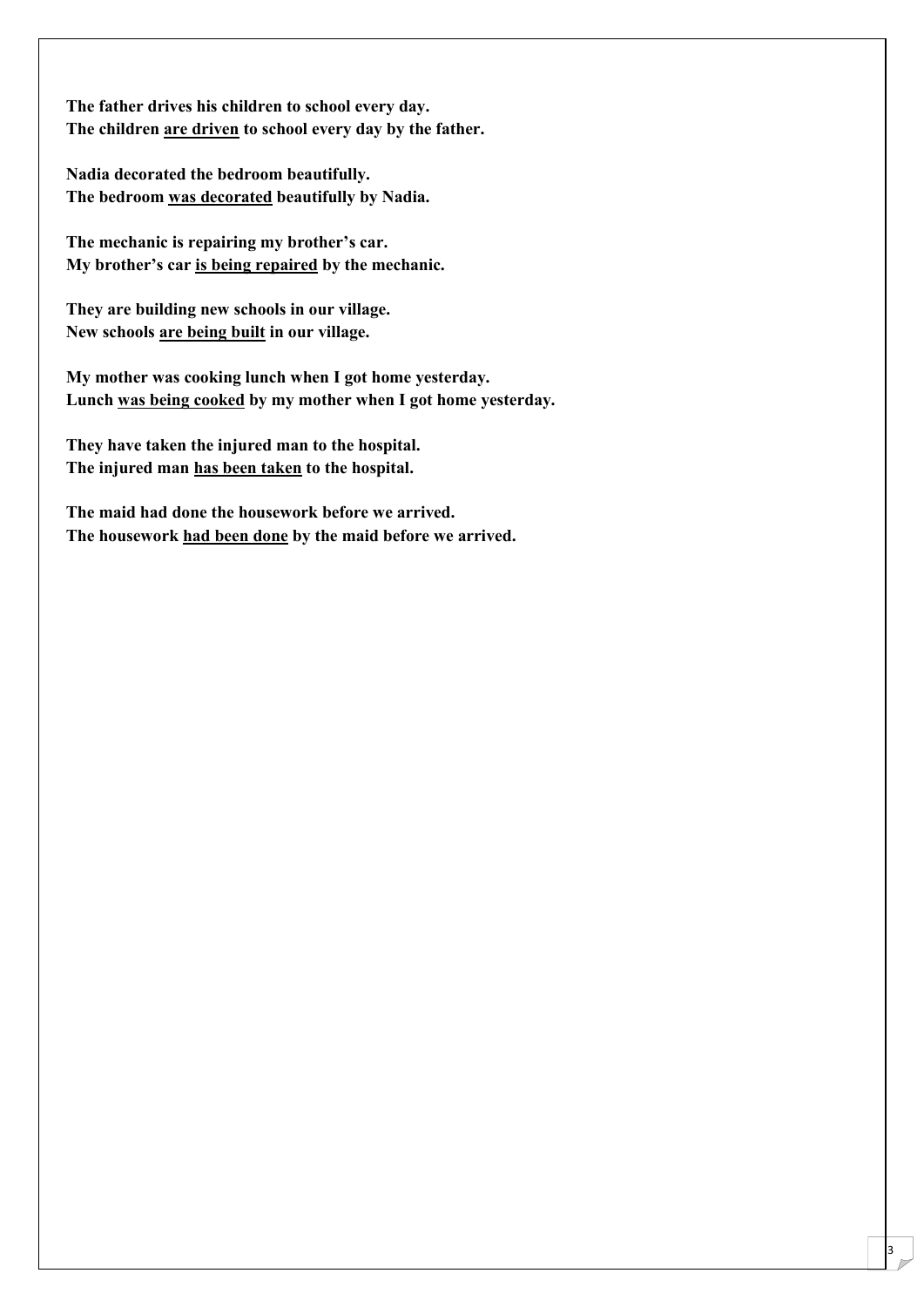**The father drives his children to school every day.**
**The children <u>are driven</u> to school every day by the father.**

**Nadia decorated the bedroom beautifully.**
**The bedroom <u>was decorated</u> beautifully by Nadia.**

**The mechanic is repairing my brother's car.**
**My brother's car <u>is being repaired</u> by the mechanic.**

**They are building new schools in our village.**
**New schools <u>are being built</u> in our village.**

**My mother was cooking lunch when I got home yesterday.**
**Lunch <u>was being cooked</u> by my mother when I got home yesterday.**

**They have taken the injured man to the hospital.**
**The injured man <u>has been taken</u> to the hospital.**

**The maid had done the housework before we arrived.**
**The housework <u>had been done</u> by the maid before we arrived.**